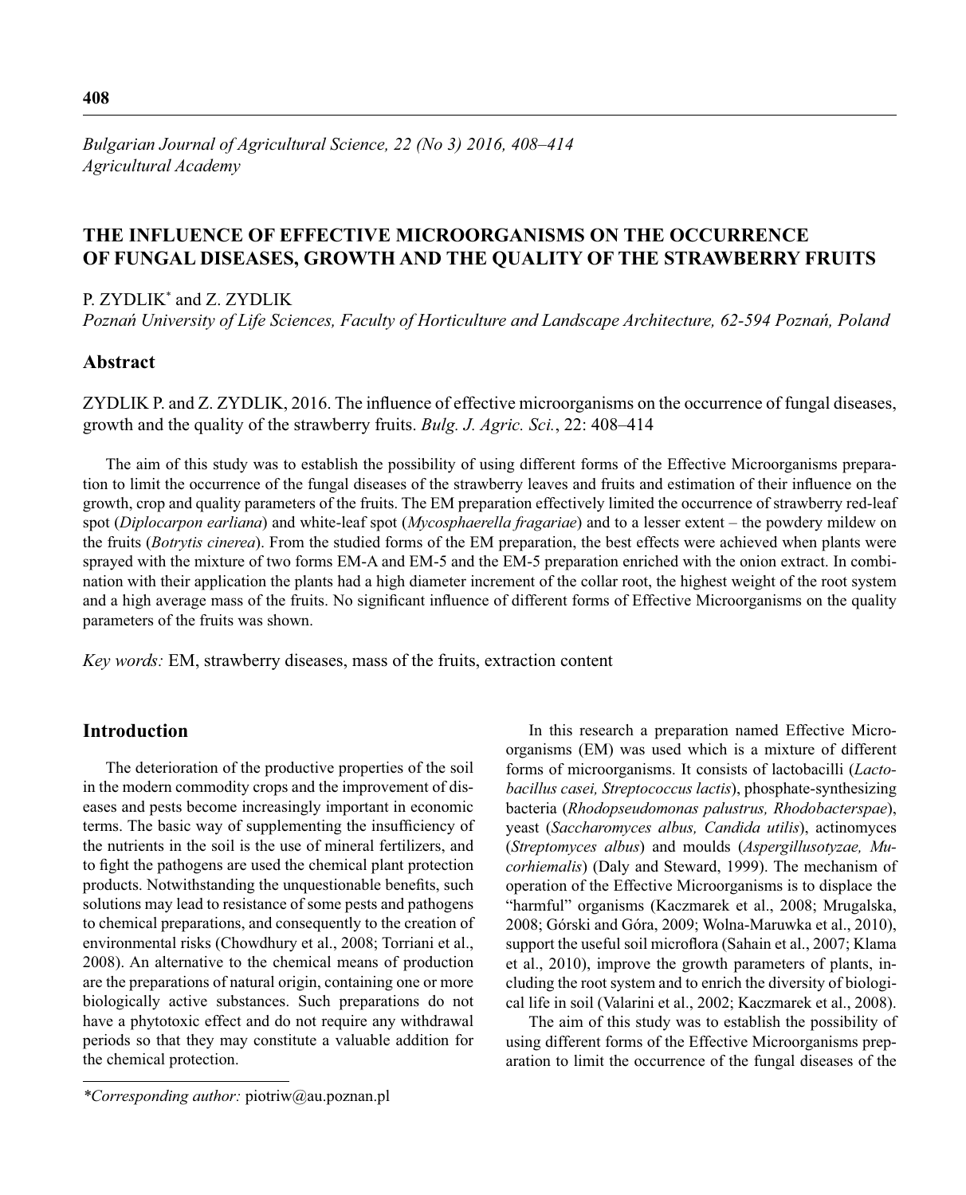*Bulgarian Journal of Agricultural Science, 22 (No 3) 2016, 408–414*
*Agricultural Academy*

# THE INFLUENCE OF EFFECTIVE MICROORGANISMS ON THE OCCURRENCE OF FUNGAL DISEASES, GROWTH AND THE QUALITY OF THE STRAWBERRY FRUITS

P. ZYDLIK* and Z. ZYDLIK

*Poznań University of Life Sciences, Faculty of Horticulture and Landscape Architecture, 62-594 Poznań, Poland*

## Abstract

ZYDLIK P. and Z. ZYDLIK, 2016. The influence of effective microorganisms on the occurrence of fungal diseases, growth and the quality of the strawberry fruits. *Bulg. J. Agric. Sci.*, 22: 408–414

The aim of this study was to establish the possibility of using different forms of the Effective Microorganisms preparation to limit the occurrence of the fungal diseases of the strawberry leaves and fruits and estimation of their influence on the growth, crop and quality parameters of the fruits. The EM preparation effectively limited the occurrence of strawberry red-leaf spot (*Diplocarpon earliana*) and white-leaf spot (*Mycosphaerella fragariae*) and to a lesser extent – the powdery mildew on the fruits (*Botrytis cinerea*). From the studied forms of the EM preparation, the best effects were achieved when plants were sprayed with the mixture of two forms EM-A and EM-5 and the EM-5 preparation enriched with the onion extract. In combination with their application the plants had a high diameter increment of the collar root, the highest weight of the root system and a high average mass of the fruits. No significant influence of different forms of Effective Microorganisms on the quality parameters of the fruits was shown.

*Key words:* EM, strawberry diseases, mass of the fruits, extraction content

## Introduction

The deterioration of the productive properties of the soil in the modern commodity crops and the improvement of diseases and pests become increasingly important in economic terms. The basic way of supplementing the insufficiency of the nutrients in the soil is the use of mineral fertilizers, and to fight the pathogens are used the chemical plant protection products. Notwithstanding the unquestionable benefits, such solutions may lead to resistance of some pests and pathogens to chemical preparations, and consequently to the creation of environmental risks (Chowdhury et al., 2008; Torriani et al., 2008). An alternative to the chemical means of production are the preparations of natural origin, containing one or more biologically active substances. Such preparations do not have a phytotoxic effect and do not require any withdrawal periods so that they may constitute a valuable addition for the chemical protection.

In this research a preparation named Effective Microorganisms (EM) was used which is a mixture of different forms of microorganisms. It consists of lactobacilli (*Lactobacillus casei, Streptococcus lactis*), phosphate-synthesizing bacteria (*Rhodopseudomonas palustrus, Rhodobacterspae*), yeast (*Saccharomyces albus, Candida utilis*), actinomyces (*Streptomyces albus*) and moulds (*Aspergillusotyzae, Mucorhiemalis*) (Daly and Steward, 1999). The mechanism of operation of the Effective Microorganisms is to displace the "harmful" organisms (Kaczmarek et al., 2008; Mrugalska, 2008; Górski and Góra, 2009; Wolna-Maruwka et al., 2010), support the useful soil microflora (Sahain et al., 2007; Klama et al., 2010), improve the growth parameters of plants, including the root system and to enrich the diversity of biological life in soil (Valarini et al., 2002; Kaczmarek et al., 2008).

The aim of this study was to establish the possibility of using different forms of the Effective Microorganisms preparation to limit the occurrence of the fungal diseases of the

*\*Corresponding author:* piotriw@au.poznan.pl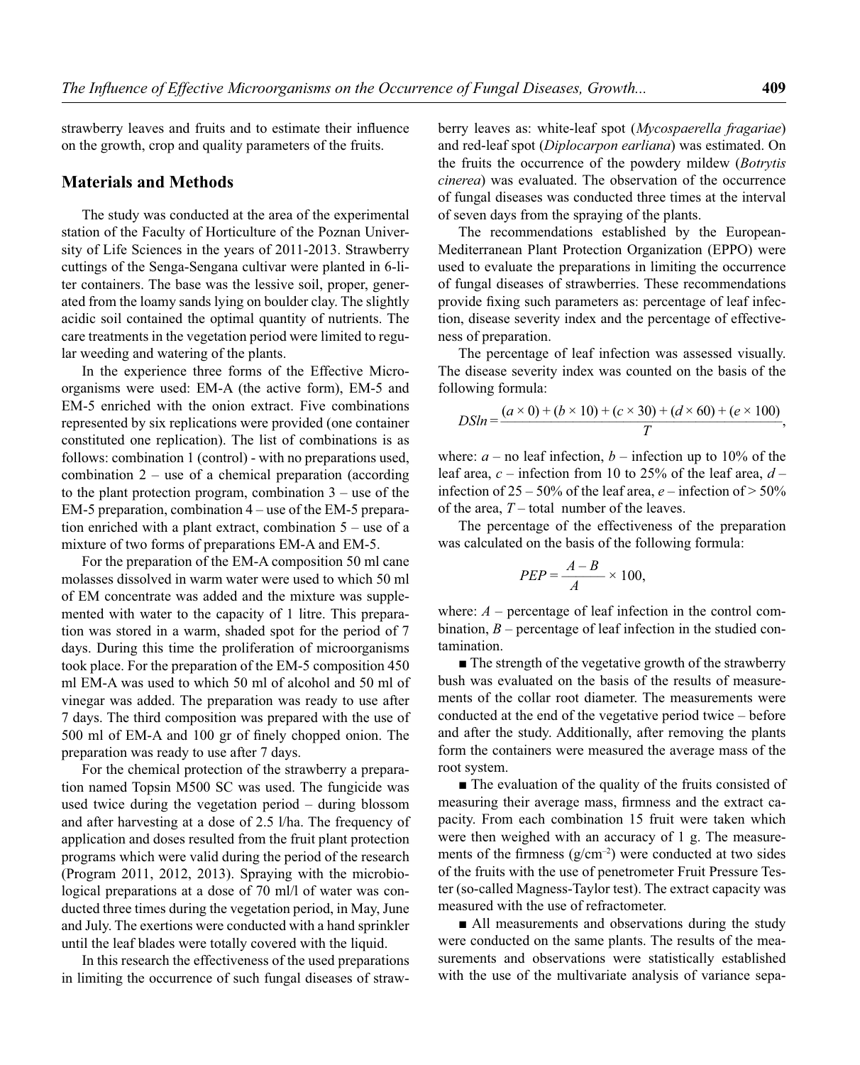strawberry leaves and fruits and to estimate their influence on the growth, crop and quality parameters of the fruits.

## Materials and Methods

The study was conducted at the area of the experimental station of the Faculty of Horticulture of the Poznan University of Life Sciences in the years of 2011-2013. Strawberry cuttings of the Senga-Sengana cultivar were planted in 6-liter containers. The base was the lessive soil, proper, generated from the loamy sands lying on boulder clay. The slightly acidic soil contained the optimal quantity of nutrients. The care treatments in the vegetation period were limited to regular weeding and watering of the plants.

In the experience three forms of the Effective Microorganisms were used: EM-A (the active form), EM-5 and EM-5 enriched with the onion extract. Five combinations represented by six replications were provided (one container constituted one replication). The list of combinations is as follows: combination 1 (control) - with no preparations used, combination 2 – use of a chemical preparation (according to the plant protection program, combination 3 – use of the EM-5 preparation, combination 4 – use of the EM-5 preparation enriched with a plant extract, combination 5 – use of a mixture of two forms of preparations EM-A and EM-5.

For the preparation of the EM-A composition 50 ml cane molasses dissolved in warm water were used to which 50 ml of EM concentrate was added and the mixture was supplemented with water to the capacity of 1 litre. This preparation was stored in a warm, shaded spot for the period of 7 days. During this time the proliferation of microorganisms took place. For the preparation of the EM-5 composition 450 ml EM-A was used to which 50 ml of alcohol and 50 ml of vinegar was added. The preparation was ready to use after 7 days. The third composition was prepared with the use of 500 ml of EM-A and 100 gr of finely chopped onion. The preparation was ready to use after 7 days.

For the chemical protection of the strawberry a preparation named Topsin M500 SC was used. The fungicide was used twice during the vegetation period – during blossom and after harvesting at a dose of 2.5 l/ha. The frequency of application and doses resulted from the fruit plant protection programs which were valid during the period of the research (Program 2011, 2012, 2013). Spraying with the microbiological preparations at a dose of 70 ml/l of water was conducted three times during the vegetation period, in May, June and July. The exertions were conducted with a hand sprinkler until the leaf blades were totally covered with the liquid.

In this research the effectiveness of the used preparations in limiting the occurrence of such fungal diseases of strawberry leaves as: white-leaf spot (*Mycospaerella fragariae*) and red-leaf spot (*Diplocarpon earliana*) was estimated. On the fruits the occurrence of the powdery mildew (*Botrytis cinerea*) was evaluated. The observation of the occurrence of fungal diseases was conducted three times at the interval of seven days from the spraying of the plants.

The recommendations established by the European-Mediterranean Plant Protection Organization (EPPO) were used to evaluate the preparations in limiting the occurrence of fungal diseases of strawberries. These recommendations provide fixing such parameters as: percentage of leaf infection, disease severity index and the percentage of effectiveness of preparation.

The percentage of leaf infection was assessed visually. The disease severity index was counted on the basis of the following formula:

$$DSIn = \frac{(a \times 0) + (b \times 10) + (c \times 30) + (d \times 60) + (e \times 100)}{T},$$

where: $a$ – no leaf infection, $b$ – infection up to 10% of the leaf area, $c$ – infection from 10 to 25% of the leaf area, $d$ – infection of 25 – 50% of the leaf area, $e$ – infection of > 50% of the area, $T$ – total number of the leaves.

The percentage of the effectiveness of the preparation was calculated on the basis of the following formula:

$$PEP = \frac{A - B}{A} \times 100,$$

where: $A$ – percentage of leaf infection in the control combination, $B$ – percentage of leaf infection in the studied contamination.

■ The strength of the vegetative growth of the strawberry bush was evaluated on the basis of the results of measurements of the collar root diameter. The measurements were conducted at the end of the vegetative period twice – before and after the study. Additionally, after removing the plants form the containers were measured the average mass of the root system.

■ The evaluation of the quality of the fruits consisted of measuring their average mass, firmness and the extract capacity. From each combination 15 fruit were taken which were then weighed with an accuracy of 1 g. The measurements of the firmness ($g/cm^{-2}$) were conducted at two sides of the fruits with the use of penetrometer Fruit Pressure Tester (so-called Magness-Taylor test). The extract capacity was measured with the use of refractometer.

■ All measurements and observations during the study were conducted on the same plants. The results of the measurements and observations were statistically established with the use of the multivariate analysis of variance sepa-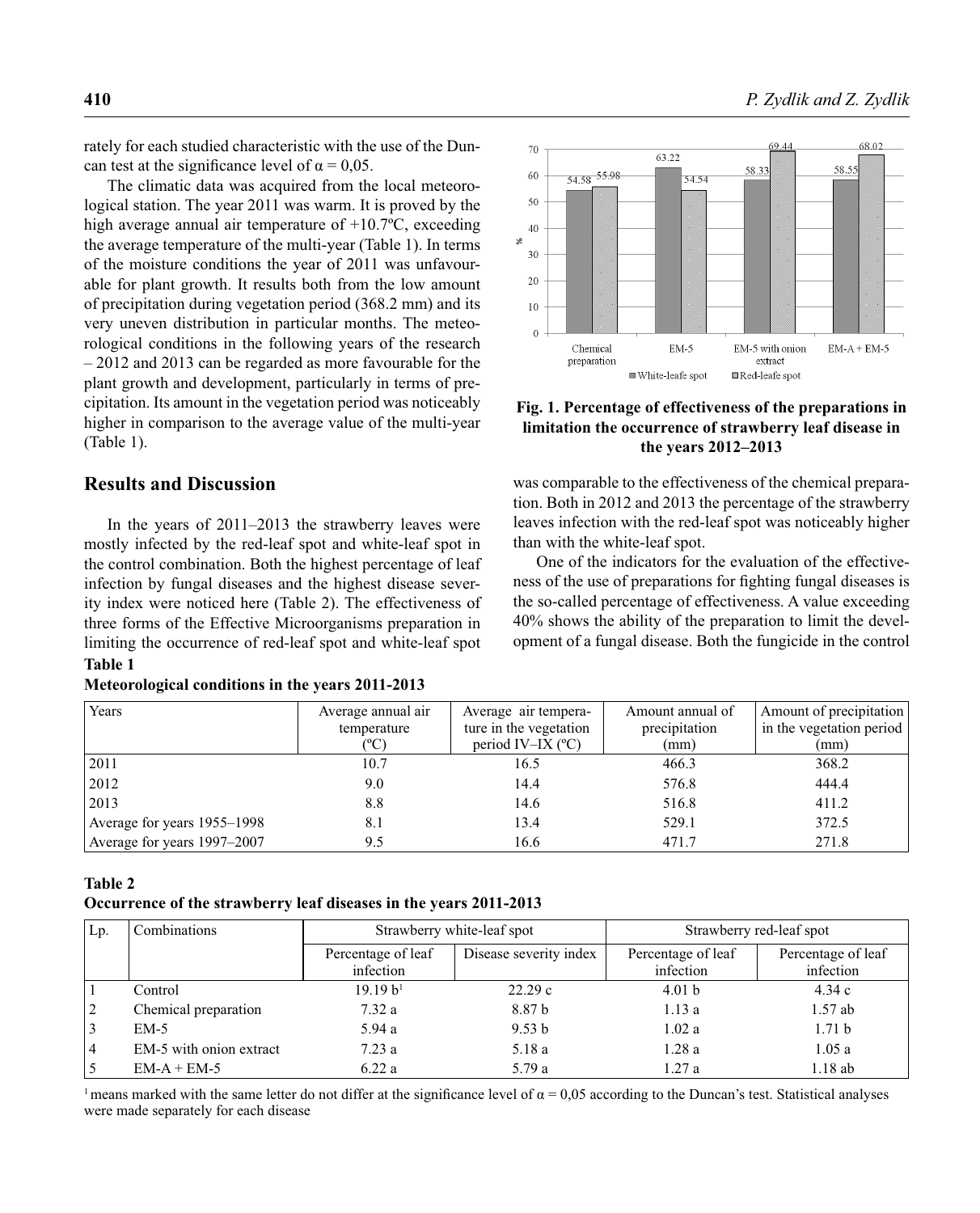rately for each studied characteristic with the use of the Duncan test at the significance level of α = 0,05.

The climatic data was acquired from the local meteorological station. The year 2011 was warm. It is proved by the high average annual air temperature of +10.7ºC, exceeding the average temperature of the multi-year (Table 1). In terms of the moisture conditions the year of 2011 was unfavourable for plant growth. It results both from the low amount of precipitation during vegetation period (368.2 mm) and its very uneven distribution in particular months. The meteorological conditions in the following years of the research – 2012 and 2013 can be regarded as more favourable for the plant growth and development, particularly in terms of precipitation. Its amount in the vegetation period was noticeably higher in comparison to the average value of the multi-year (Table 1).

## Results and Discussion

In the years of 2011–2013 the strawberry leaves were mostly infected by the red-leaf spot and white-leaf spot in the control combination. Both the highest percentage of leaf infection by fungal diseases and the highest disease severity index were noticed here (Table 2). The effectiveness of three forms of the Effective Microorganisms preparation in limiting the occurrence of red-leaf spot and white-leaf spot was comparable to the effectiveness of the chemical preparation. Both in 2012 and 2013 the percentage of the strawberry leaves infection with the red-leaf spot was noticeably higher than with the white-leaf spot.

One of the indicators for the evaluation of the effectiveness of the use of preparations for fighting fungal diseases is the so-called percentage of effectiveness. A value exceeding 40% shows the ability of the preparation to limit the development of a fungal disease. Both the fungicide in the control

| Combination | White-leafe spot (%) | Red-leafe spot (%) |
|---|---|---|
| Chemical preparation | 54.58 | 55.98 |
| EM-5 | 63.22 | 54.54 |
| EM-5 with onion extract | 58.33 | 69.44 |
| EM-A + EM-5 | 58.55 | 68.02 |

**Fig. 1. Percentage of effectiveness of the preparations in limitation the occurrence of strawberry leaf disease in the years 2012–2013**

**Table 1**
**Meteorological conditions in the years 2011-2013**

| Years | Average annual air temperature (ºC) | Average air temperature in the vegetation period IV–IX (ºC) | Amount annual of precipitation (mm) | Amount of precipitation in the vegetation period (mm) |
|---|---|---|---|---|
| 2011 | 10.7 | 16.5 | 466.3 | 368.2 |
| 2012 | 9.0 | 14.4 | 576.8 | 444.4 |
| 2013 | 8.8 | 14.6 | 516.8 | 411.2 |
| Average for years 1955–1998 | 8.1 | 13.4 | 529.1 | 372.5 |
| Average for years 1997–2007 | 9.5 | 16.6 | 471.7 | 271.8 |

**Table 2**
**Occurrence of the strawberry leaf diseases in the years 2011-2013**

| Lp. | Combinations | Strawberry white-leaf spot | | Strawberry red-leaf spot | |
|---|---|---|---|---|---|
| | | Percentage of leaf infection | Disease severity index | Percentage of leaf infection | Percentage of leaf infection |
| 1 | Control | 19.19 b[1] | 22.29 c | 4.01 b | 4.34 c |
| 2 | Chemical preparation | 7.32 a | 8.87 b | 1.13 a | 1.57 ab |
| 3 | EM-5 | 5.94 a | 9.53 b | 1.02 a | 1.71 b |
| 4 | EM-5 with onion extract | 7.23 a | 5.18 a | 1.28 a | 1.05 a |
| 5 | EM-A + EM-5 | 6.22 a | 5.79 a | 1.27 a | 1.18 ab |

[1] means marked with the same letter do not differ at the significance level of α = 0,05 according to the Duncan's test. Statistical analyses were made separately for each disease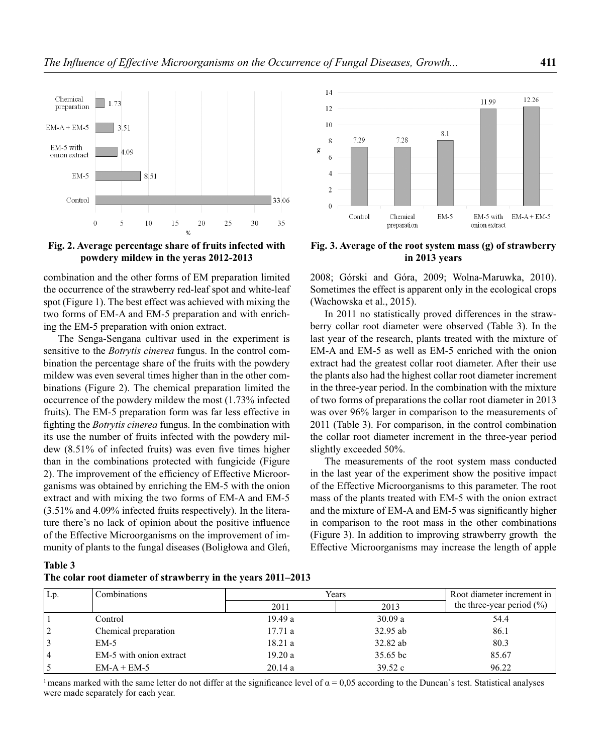**Fig. 2. Average percentage share of fruits infected with powdery mildew in the yeras 2012-2013**

**Fig. 3. Average of the root system mass (g) of strawberry in 2013 years**

combination and the other forms of EM preparation limited the occurrence of the strawberry red-leaf spot and white-leaf spot (Figure 1). The best effect was achieved with mixing the two forms of EM-A and EM-5 preparation and with enriching the EM-5 preparation with onion extract.

The Senga-Sengana cultivar used in the experiment is sensitive to the *Botrytis cinerea* fungus. In the control combination the percentage share of the fruits with the powdery mildew was even several times higher than in the other combinations (Figure 2). The chemical preparation limited the occurrence of the powdery mildew the most (1.73% infected fruits). The EM-5 preparation form was far less effective in fighting the *Botrytis cinerea* fungus. In the combination with its use the number of fruits infected with the powdery mildew (8.51% of infected fruits) was even five times higher than in the combinations protected with fungicide (Figure 2). The improvement of the efficiency of Effective Microorganisms was obtained by enriching the EM-5 with the onion extract and with mixing the two forms of EM-A and EM-5 (3.51% and 4.09% infected fruits respectively). In the literature there's no lack of opinion about the positive influence of the Effective Microorganisms on the improvement of immunity of plants to the fungal diseases (Boligłowa and Gleń, 2008; Górski and Góra, 2009; Wolna-Maruwka, 2010). Sometimes the effect is apparent only in the ecological crops (Wachowska et al., 2015).

In 2011 no statistically proved differences in the strawberry collar root diameter were observed (Table 3). In the last year of the research, plants treated with the mixture of EM-A and EM-5 as well as EM-5 enriched with the onion extract had the greatest collar root diameter. After their use the plants also had the highest collar root diameter increment in the three-year period. In the combination with the mixture of two forms of preparations the collar root diameter in 2013 was over 96% larger in comparison to the measurements of 2011 (Table 3). For comparison, in the control combination the collar root diameter increment in the three-year period slightly exceeded 50%.

The measurements of the root system mass conducted in the last year of the experiment show the positive impact of the Effective Microorganisms to this parameter. The root mass of the plants treated with EM-5 with the onion extract and the mixture of EM-A and EM-5 was significantly higher in comparison to the root mass in the other combinations (Figure 3). In addition to improving strawberry growth the Effective Microorganisms may increase the length of apple

**Table 3**
**The colar root diameter of strawberry in the years 2011–2013**

| Lp. | Combinations | Years | | Root diameter increment in the three-year period (%) |
|---|---|---|---|---|
| | | 2011 | 2013 | |
| 1 | Control | 19.49 a | 30.09 a | 54.4 |
| 2 | Chemical preparation | 17.71 a | 32.95 ab | 86.1 |
| 3 | EM-5 | 18.21 a | 32.82 ab | 80.3 |
| 4 | EM-5 with onion extract | 19.20 a | 35.65 bc | 85.67 |
| 5 | EM-A + EM-5 | 20.14 a | 39.52 c | 96.22 |

[1] means marked with the same letter do not differ at the significance level of $\alpha = 0,05$ according to the Duncan`s test. Statistical analyses were made separately for each year.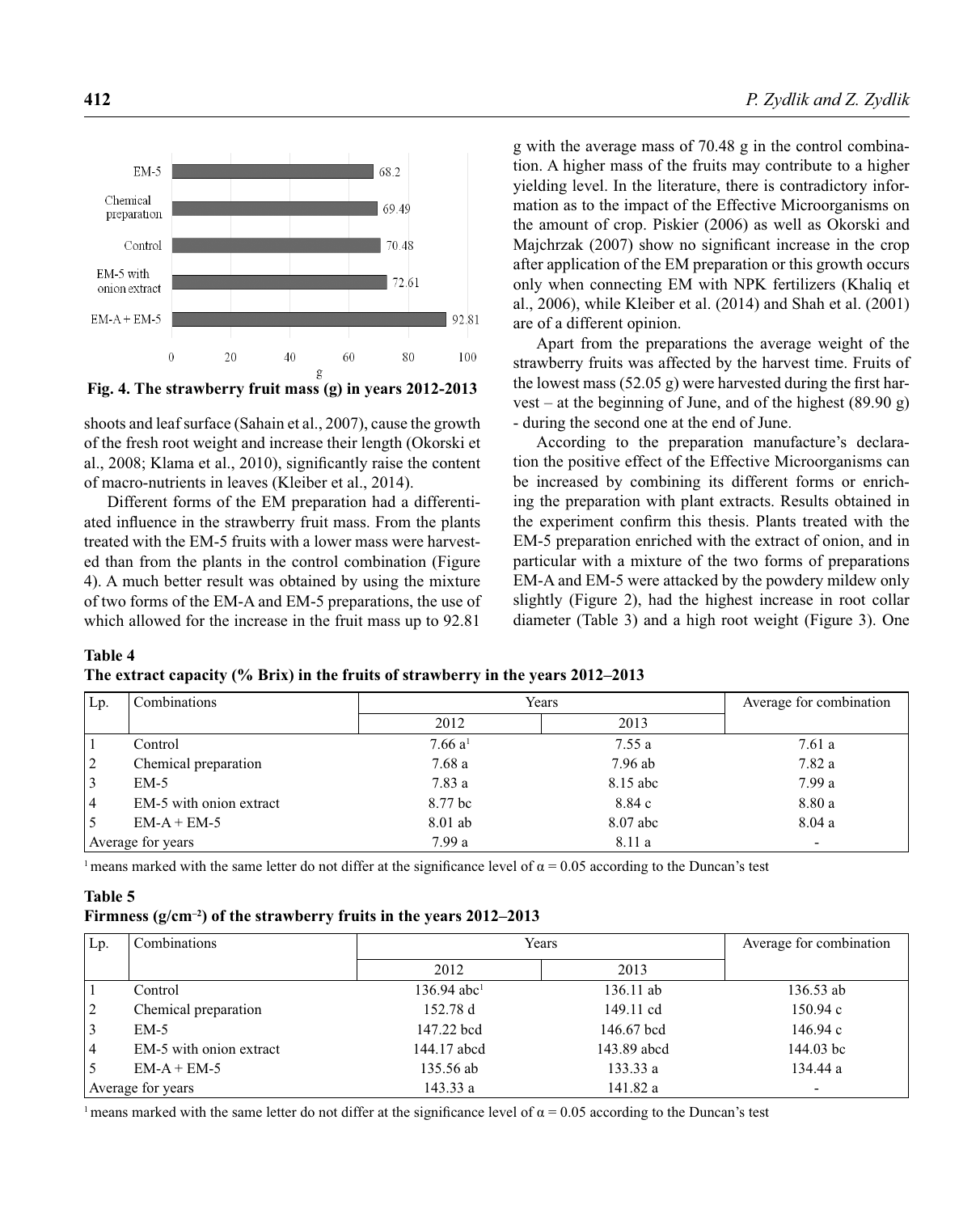Fig. 4. The strawberry fruit mass (g) in years 2012-2013

shoots and leaf surface (Sahain et al., 2007), cause the growth of the fresh root weight and increase their length (Okorski et al., 2008; Klama et al., 2010), significantly raise the content of macro-nutrients in leaves (Kleiber et al., 2014).

Different forms of the EM preparation had a differentiated influence in the strawberry fruit mass. From the plants treated with the EM-5 fruits with a lower mass were harvested than from the plants in the control combination (Figure 4). A much better result was obtained by using the mixture of two forms of the EM-A and EM-5 preparations, the use of which allowed for the increase in the fruit mass up to 92.81 g with the average mass of 70.48 g in the control combination. A higher mass of the fruits may contribute to a higher yielding level. In the literature, there is contradictory information as to the impact of the Effective Microorganisms on the amount of crop. Piskier (2006) as well as Okorski and Majchrzak (2007) show no significant increase in the crop after application of the EM preparation or this growth occurs only when connecting EM with NPK fertilizers (Khaliq et al., 2006), while Kleiber et al. (2014) and Shah et al. (2001) are of a different opinion.

Apart from the preparations the average weight of the strawberry fruits was affected by the harvest time. Fruits of the lowest mass (52.05 g) were harvested during the first harvest – at the beginning of June, and of the highest (89.90 g) - during the second one at the end of June.

According to the preparation manufacture's declaration the positive effect of the Effective Microorganisms can be increased by combining its different forms or enriching the preparation with plant extracts. Results obtained in the experiment confirm this thesis. Plants treated with the EM-5 preparation enriched with the extract of onion, and in particular with a mixture of the two forms of preparations EM-A and EM-5 were attacked by the powdery mildew only slightly (Figure 2), had the highest increase in root collar diameter (Table 3) and a high root weight (Figure 3). One

**Table 4**
**The extract capacity (% Brix) in the fruits of strawberry in the years 2012–2013**

| Lp. | Combinations | Years | | Average for combination |
|---|---|---|---|---|
| | | 2012 | 2013 | |
| 1 | Control | 7.66 a[1] | 7.55 a | 7.61 a |
| 2 | Chemical preparation | 7.68 a | 7.96 ab | 7.82 a |
| 3 | EM-5 | 7.83 a | 8.15 abc | 7.99 a |
| 4 | EM-5 with onion extract | 8.77 bc | 8.84 c | 8.80 a |
| 5 | EM-A + EM-5 | 8.01 ab | 8.07 abc | 8.04 a |
| Average for years | | 7.99 a | 8.11 a | - |

[1] means marked with the same letter do not differ at the significance level of $\alpha = 0.05$ according to the Duncan's test

**Table 5**
**Firmness ($g/cm^{-2}$) of the strawberry fruits in the years 2012–2013**

| Lp. | Combinations | Years | | Average for combination |
|---|---|---|---|---|
| | | 2012 | 2013 | |
| 1 | Control | 136.94 abc[1] | 136.11 ab | 136.53 ab |
| 2 | Chemical preparation | 152.78 d | 149.11 cd | 150.94 c |
| 3 | EM-5 | 147.22 bcd | 146.67 bcd | 146.94 c |
| 4 | EM-5 with onion extract | 144.17 abcd | 143.89 abcd | 144.03 bc |
| 5 | EM-A + EM-5 | 135.56 ab | 133.33 a | 134.44 a |
| Average for years | | 143.33 a | 141.82 a | - |

[1] means marked with the same letter do not differ at the significance level of $\alpha = 0.05$ according to the Duncan's test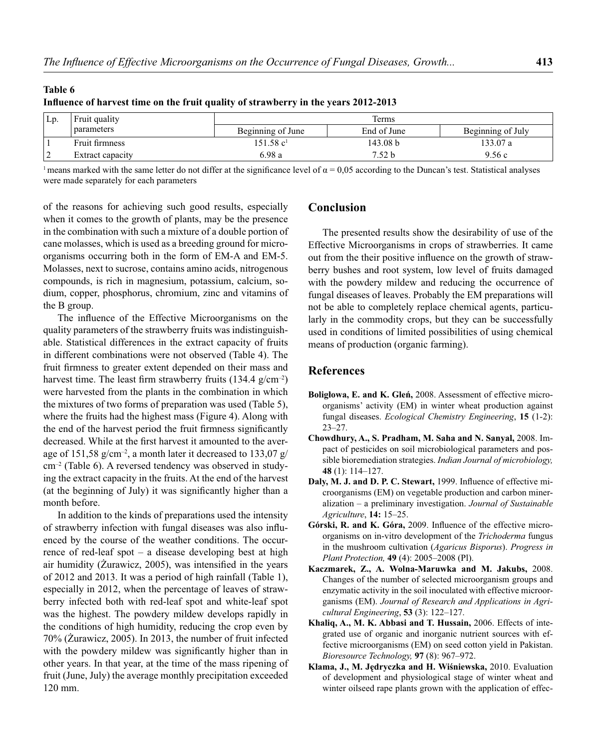**Table 6**
**Influence of harvest time on the fruit quality of strawberry in the years 2012-2013**

| Lp. | Fruit quality parameters | Terms | | |
|---|---|---|---|---|
| | | Beginning of June | End of June | Beginning of July |
| 1 | Fruit firmness | 151.58 c[1] | 143.08 b | 133.07 a |
| 2 | Extract capacity | 6.98 a | 7.52 b | 9.56 c |

[1] means marked with the same letter do not differ at the significance level of α = 0,05 according to the Duncan's test. Statistical analyses were made separately for each parameters

of the reasons for achieving such good results, especially when it comes to the growth of plants, may be the presence in the combination with such a mixture of a double portion of cane molasses, which is used as a breeding ground for microorganisms occurring both in the form of EM-A and EM-5. Molasses, next to sucrose, contains amino acids, nitrogenous compounds, is rich in magnesium, potassium, calcium, sodium, copper, phosphorus, chromium, zinc and vitamins of the B group.

The influence of the Effective Microorganisms on the quality parameters of the strawberry fruits was indistinguishable. Statistical differences in the extract capacity of fruits in different combinations were not observed (Table 4). The fruit firmness to greater extent depended on their mass and harvest time. The least firm strawberry fruits (134.4 g/cm$^{-2}$) were harvested from the plants in the combination in which the mixtures of two forms of preparation was used (Table 5), where the fruits had the highest mass (Figure 4). Along with the end of the harvest period the fruit firmness significantly decreased. While at the first harvest it amounted to the average of 151,58 g/cm$^{-2}$, a month later it decreased to 133,07 g/cm$^{-2}$ (Table 6). A reversed tendency was observed in studying the extract capacity in the fruits. At the end of the harvest (at the beginning of July) it was significantly higher than a month before.

In addition to the kinds of preparations used the intensity of strawberry infection with fungal diseases was also influenced by the course of the weather conditions. The occurrence of red-leaf spot – a disease developing best at high air humidity (Żurawicz, 2005), was intensified in the years of 2012 and 2013. It was a period of high rainfall (Table 1), especially in 2012, when the percentage of leaves of strawberry infected both with red-leaf spot and white-leaf spot was the highest. The powdery mildew develops rapidly in the conditions of high humidity, reducing the crop even by 70% (Żurawicz, 2005). In 2013, the number of fruit infected with the powdery mildew was significantly higher than in other years. In that year, at the time of the mass ripening of fruit (June, July) the average monthly precipitation exceeded 120 mm.

## Conclusion

The presented results show the desirability of use of the Effective Microorganisms in crops of strawberries. It came out from the their positive influence on the growth of strawberry bushes and root system, low level of fruits damaged with the powdery mildew and reducing the occurrence of fungal diseases of leaves. Probably the EM preparations will not be able to completely replace chemical agents, particularly in the commodity crops, but they can be successfully used in conditions of limited possibilities of using chemical means of production (organic farming).

## References

**Boligłowa, E. and K. Gleń,** 2008. Assessment of effective microorganisms' activity (EM) in winter wheat production against fungal diseases. *Ecological Chemistry Engineering*, **15** (1-2): 23–27.

**Chowdhury, A., S. Pradham, M. Saha and N. Sanyal,** 2008. Impact of pesticides on soil microbiological parameters and possible bioremediation strategies. *Indian Journal of microbiology,* **48** (1): 114–127.

**Daly, M. J. and D. P. C. Stewart,** 1999. Influence of effective microorganisms (EM) on vegetable production and carbon mineralization – a preliminary investigation. *Journal of Sustainable Agriculture*, **14:** 15–25.

**Górski, R. and K. Góra,** 2009. Influence of the effective microorganisms on in-vitro development of the *Trichoderma* fungus in the mushroom cultivation (*Agaricus Bisporus*). *Progress in Plant Protection,* **49** (4): 2005–2008 (Pl).

**Kaczmarek, Z., A. Wolna-Maruwka and M. Jakubs,** 2008. Changes of the number of selected microorganism groups and enzymatic activity in the soil inoculated with effective microorganisms (EM). *Journal of Research and Applications in Agricultural Engineering*, **53** (3): 122–127.

**Khaliq, A., M. K. Abbasi and T. Hussain,** 2006. Effects of integrated use of organic and inorganic nutrient sources with effective microorganisms (EM) on seed cotton yield in Pakistan. *Bioresource Technology,* **97** (8): 967–972.

**Klama, J., M. Jędryczka and H. Wiśniewska,** 2010. Evaluation of development and physiological stage of winter wheat and winter oilseed rape plants grown with the application of effec-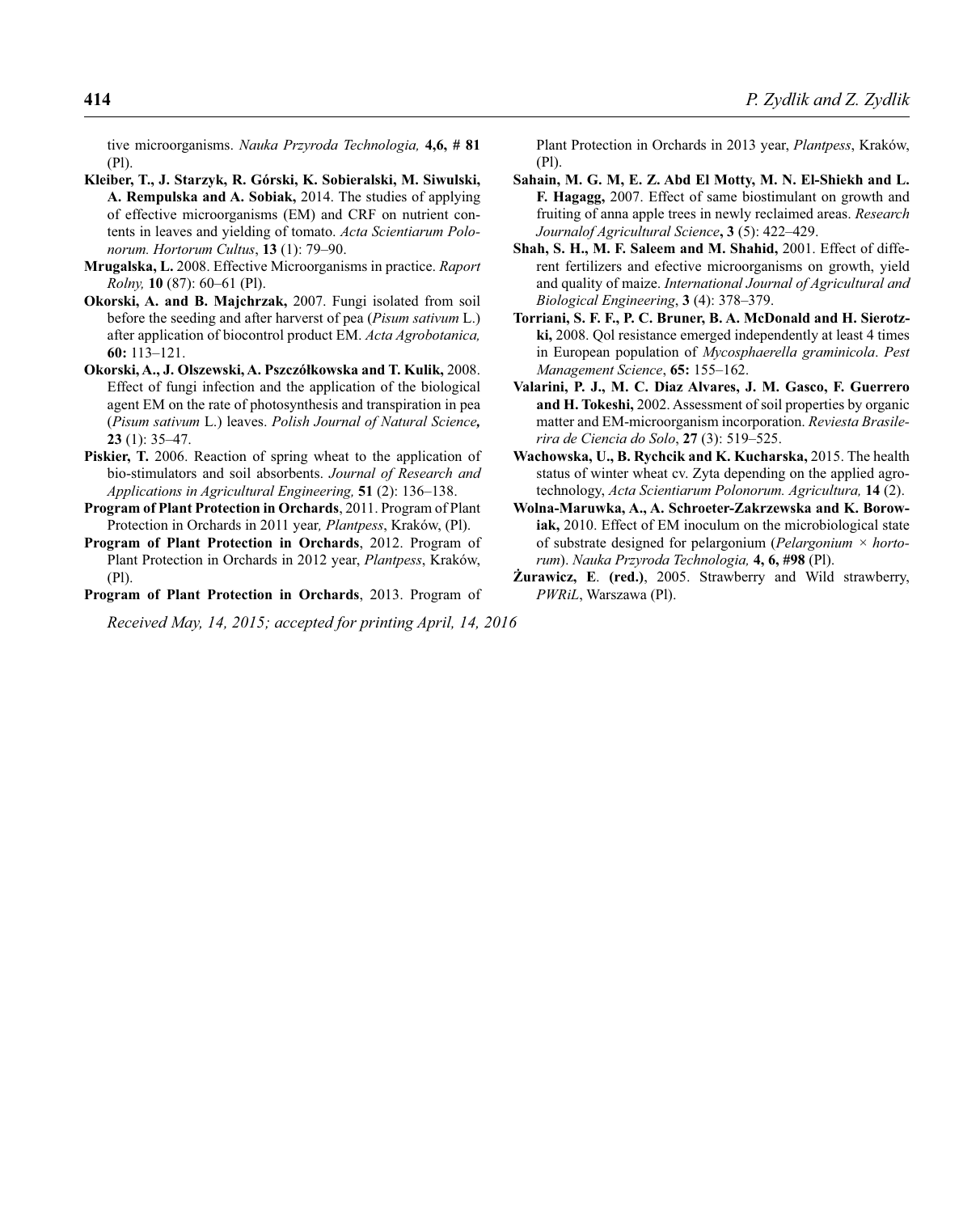tive microorganisms. *Nauka Przyroda Technologia,* **4,6, # 81** (Pl).

**Kleiber, T., J. Starzyk, R. Górski, K. Sobieralski, M. Siwulski, A. Rempulska and A. Sobiak,** 2014. The studies of applying of effective microorganisms (EM) and CRF on nutrient contents in leaves and yielding of tomato. *Acta Scientiarum Polonorum. Hortorum Cultus*, **13** (1): 79–90.

**Mrugalska, L.** 2008. Effective Microorganisms in practice. *Raport Rolny,* **10** (87): 60–61 (Pl).

**Okorski, A. and B. Majchrzak,** 2007. Fungi isolated from soil before the seeding and after harverst of pea (*Pisum sativum* L.) after application of biocontrol product EM. *Acta Agrobotanica,* **60:** 113–121.

**Okorski, A., J. Olszewski, A. Pszczółkowska and T. Kulik,** 2008. Effect of fungi infection and the application of the biological agent EM on the rate of photosynthesis and transpiration in pea (*Pisum sativum* L.) leaves. *Polish Journal of Natural Science,* **23** (1): 35–47.

**Piskier, T.** 2006. Reaction of spring wheat to the application of bio-stimulators and soil absorbents. *Journal of Research and Applications in Agricultural Engineering,* **51** (2): 136–138.

**Program of Plant Protection in Orchards**, 2011. Program of Plant Protection in Orchards in 2011 year*, Plantpess*, Kraków, (Pl).

**Program of Plant Protection in Orchards**, 2012. Program of Plant Protection in Orchards in 2012 year, *Plantpess*, Kraków, (Pl).

**Program of Plant Protection in Orchards**, 2013. Program of Plant Protection in Orchards in 2013 year, *Plantpess*, Kraków, (Pl).

**Sahain, M. G. M, E. Z. Abd El Motty, M. N. El-Shiekh and L. F. Hagagg,** 2007. Effect of same biostimulant on growth and fruiting of anna apple trees in newly reclaimed areas. *Research Journalof Agricultural Science***, 3** (5): 422–429.

**Shah, S. H., M. F. Saleem and M. Shahid,** 2001. Effect of different fertilizers and efective microorganisms on growth, yield and quality of maize. *International Journal of Agricultural and Biological Engineering*, **3** (4): 378–379.

**Torriani, S. F. F., P. C. Bruner, B. A. McDonald and H. Sierotzki,** 2008. Qol resistance emerged independently at least 4 times in European population of *Mycosphaerella graminicola*. *Pest Management Science*, **65:** 155–162.

**Valarini, P. J., M. C. Diaz Alvares, J. M. Gasco, F. Guerrero and H. Tokeshi,** 2002. Assessment of soil properties by organic matter and EM-microorganism incorporation. *Reviesta Brasilerira de Ciencia do Solo*, **27** (3): 519–525.

**Wachowska, U., B. Rychcik and K. Kucharska,** 2015. The health status of winter wheat cv. Zyta depending on the applied agrotechnology, *Acta Scientiarum Polonorum. Agricultura,* **14** (2).

**Wolna-Maruwka, A., A. Schroeter-Zakrzewska and K. Borowiak,** 2010. Effect of EM inoculum on the microbiological state of substrate designed for pelargonium (*Pelargonium × hortorum*). *Nauka Przyroda Technologia,* **4, 6, #98** (Pl).

**Żurawicz, E**. **(red.)**, 2005. Strawberry and Wild strawberry, *PWRiL*, Warszawa (Pl).

*Received May, 14, 2015; accepted for printing April, 14, 2016*